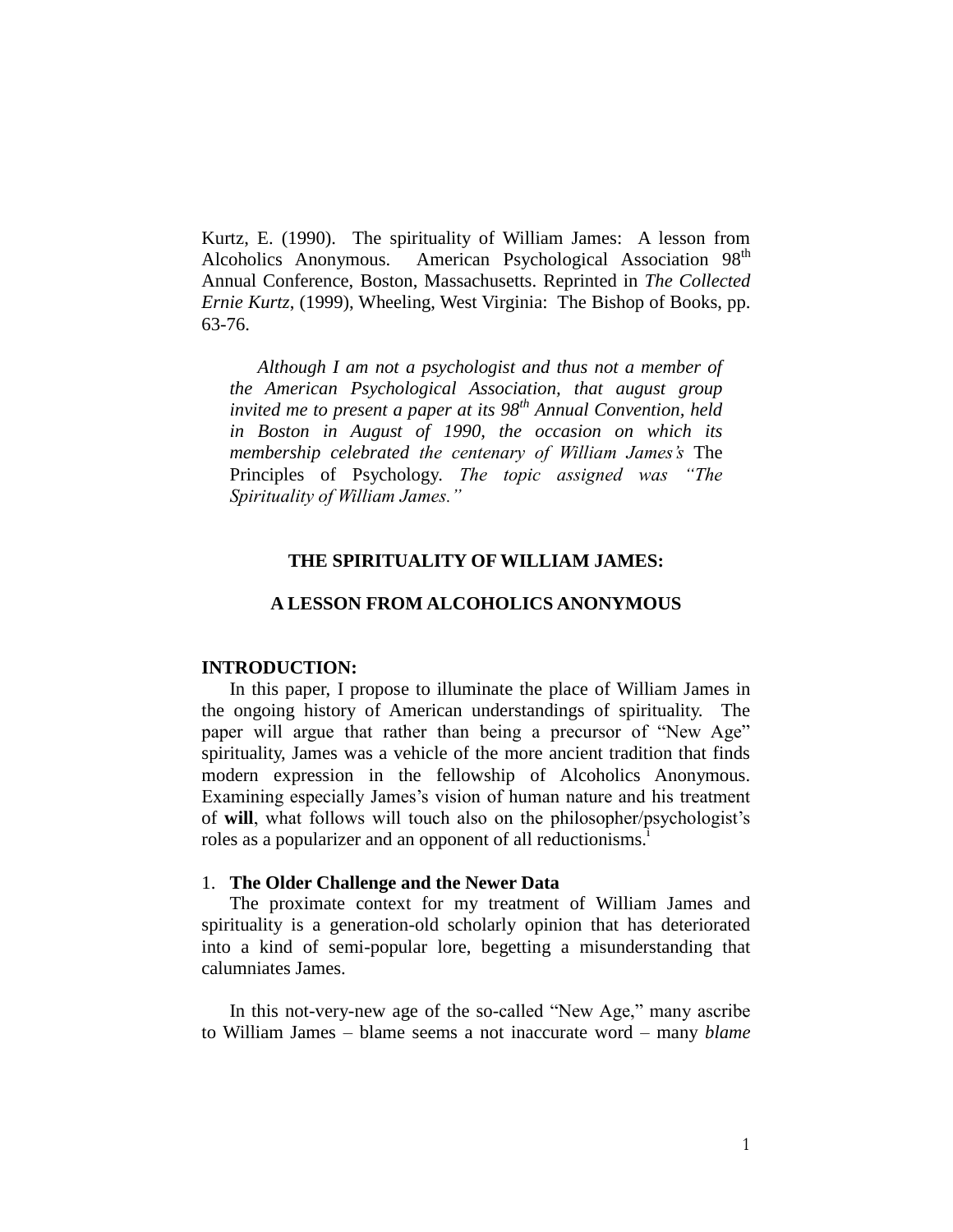Kurtz, E. (1990). The spirituality of William James: A lesson from Alcoholics Anonymous. American Psychological Association 98th Annual Conference, Boston, Massachusetts. Reprinted in *The Collected Ernie Kurtz*, (1999), Wheeling, West Virginia: The Bishop of Books, pp. 63-76.

> *Although I am not a psychologist and thus not a member of the American Psychological Association, that august group invited me to present a paper at its 98th Annual Convention, held in Boston in August of 1990, the occasion on which its membership celebrated the centenary of William James's* The Principles of Psychology. *The topic assigned was "The Spirituality of William James."*

# THE SPIRITUALITY OF WILLIAM JAMES:

# A LESSON FROM ALCOHOLICS ANONYMOUS

## INTRODUCTION:

In this paper, I propose to illuminate the place of William James in the ongoing history of American understandings of spirituality. The paper will argue that rather than being a precursor of "New Age" spirituality, James was a vehicle of the more ancient tradition that finds modern expression in the fellowship of Alcoholics Anonymous. Examining especially James's vision of human nature and his treatment of **will**, what follows will touch also on the philosopher/psychologist's roles as a popularizer and an opponent of all reductionisms.[i]

## 1. The Older Challenge and the Newer Data

The proximate context for my treatment of William James and spirituality is a generation-old scholarly opinion that has deteriorated into a kind of semi-popular lore, begetting a misunderstanding that calumniates James.

In this not-very-new age of the so-called "New Age," many ascribe to William James – blame seems a not inaccurate word – many *blame*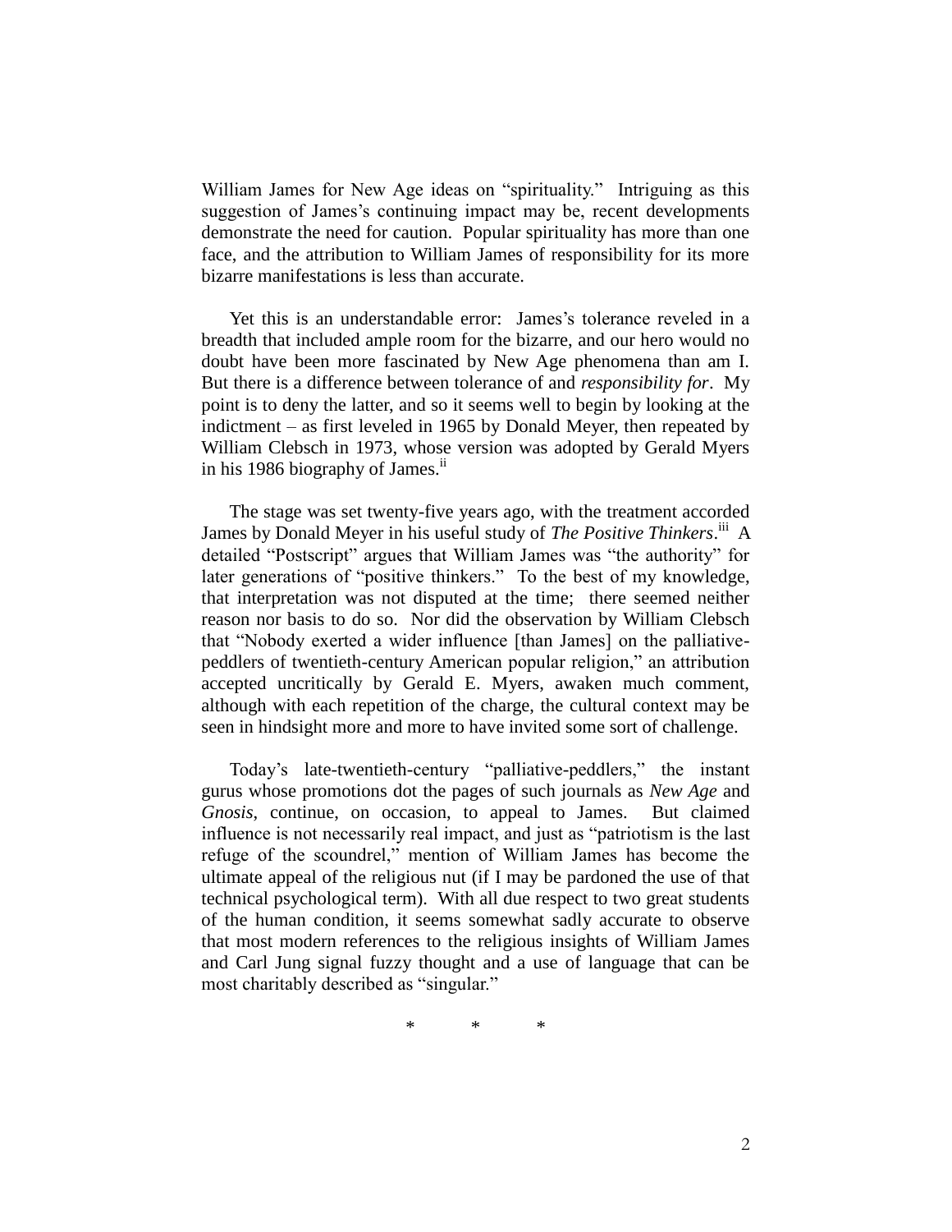William James for New Age ideas on "spirituality." Intriguing as this suggestion of James's continuing impact may be, recent developments demonstrate the need for caution. Popular spirituality has more than one face, and the attribution to William James of responsibility for its more bizarre manifestations is less than accurate.

Yet this is an understandable error: James's tolerance reveled in a breadth that included ample room for the bizarre, and our hero would no doubt have been more fascinated by New Age phenomena than am I. But there is a difference between tolerance of and *responsibility for*. My point is to deny the latter, and so it seems well to begin by looking at the indictment – as first leveled in 1965 by Donald Meyer, then repeated by William Clebsch in 1973, whose version was adopted by Gerald Myers in his 1986 biography of James.[ii]

The stage was set twenty-five years ago, with the treatment accorded James by Donald Meyer in his useful study of *The Positive Thinkers*.[iii] A detailed "Postscript" argues that William James was "the authority" for later generations of "positive thinkers." To the best of my knowledge, that interpretation was not disputed at the time; there seemed neither reason nor basis to do so. Nor did the observation by William Clebsch that "Nobody exerted a wider influence [than James] on the palliative-peddlers of twentieth-century American popular religion," an attribution accepted uncritically by Gerald E. Myers, awaken much comment, although with each repetition of the charge, the cultural context may be seen in hindsight more and more to have invited some sort of challenge.

Today's late-twentieth-century "palliative-peddlers," the instant gurus whose promotions dot the pages of such journals as *New Age* and *Gnosis*, continue, on occasion, to appeal to James. But claimed influence is not necessarily real impact, and just as "patriotism is the last refuge of the scoundrel," mention of William James has become the ultimate appeal of the religious nut (if I may be pardoned the use of that technical psychological term). With all due respect to two great students of the human condition, it seems somewhat sadly accurate to observe that most modern references to the religious insights of William James and Carl Jung signal fuzzy thought and a use of language that can be most charitably described as "singular."

\* \* \*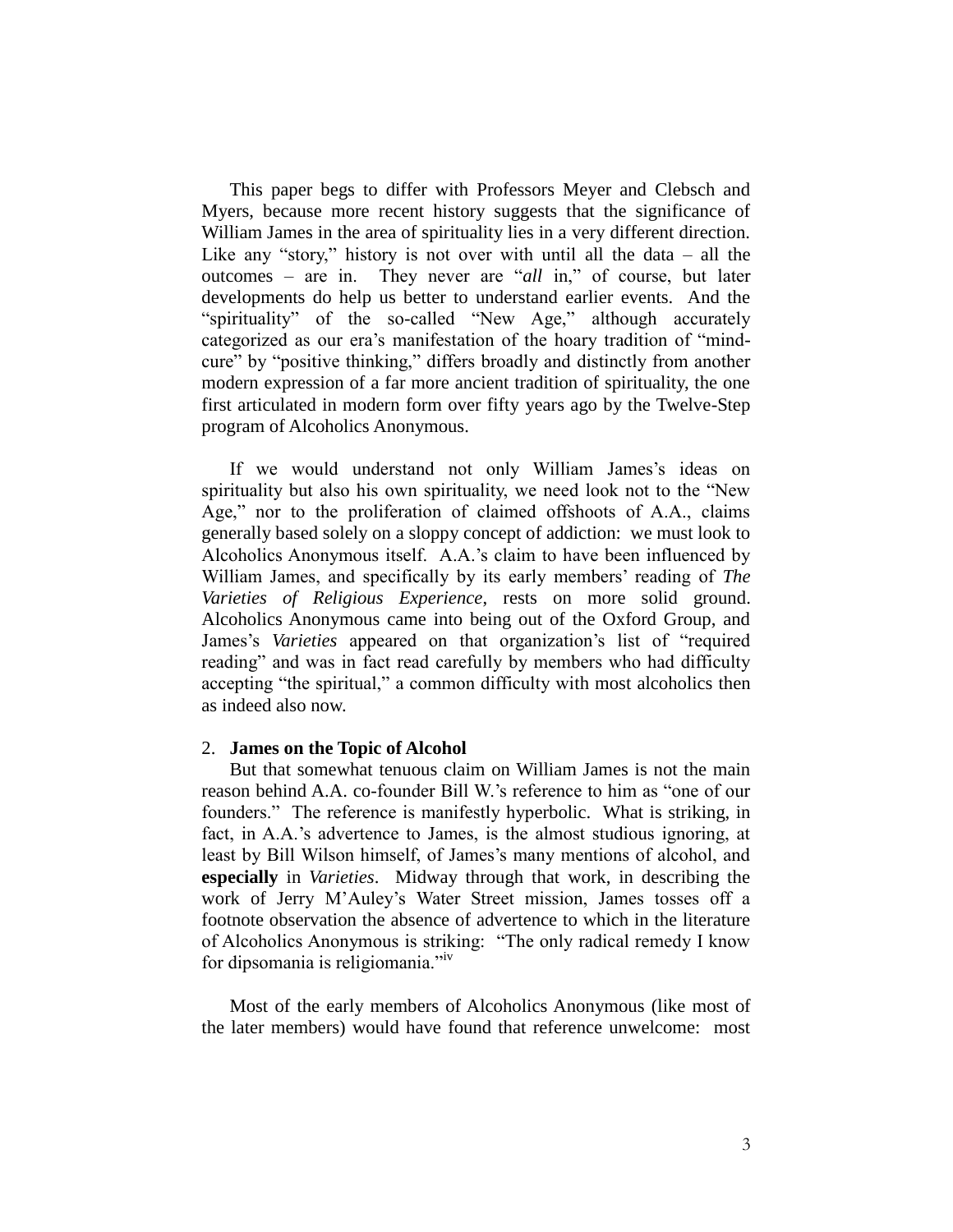This paper begs to differ with Professors Meyer and Clebsch and Myers, because more recent history suggests that the significance of William James in the area of spirituality lies in a very different direction. Like any "story," history is not over with until all the data – all the outcomes – are in. They never are "*all* in," of course, but later developments do help us better to understand earlier events. And the "spirituality" of the so-called "New Age," although accurately categorized as our era's manifestation of the hoary tradition of "mind-cure" by "positive thinking," differs broadly and distinctly from another modern expression of a far more ancient tradition of spirituality, the one first articulated in modern form over fifty years ago by the Twelve-Step program of Alcoholics Anonymous.

If we would understand not only William James's ideas on spirituality but also his own spirituality, we need look not to the "New Age," nor to the proliferation of claimed offshoots of A.A., claims generally based solely on a sloppy concept of addiction: we must look to Alcoholics Anonymous itself. A.A.'s claim to have been influenced by William James, and specifically by its early members' reading of *The Varieties of Religious Experience*, rests on more solid ground. Alcoholics Anonymous came into being out of the Oxford Group, and James's *Varieties* appeared on that organization's list of "required reading" and was in fact read carefully by members who had difficulty accepting "the spiritual," a common difficulty with most alcoholics then as indeed also now.

## 2. **James on the Topic of Alcohol**

But that somewhat tenuous claim on William James is not the main reason behind A.A. co-founder Bill W.'s reference to him as "one of our founders." The reference is manifestly hyperbolic. What is striking, in fact, in A.A.'s advertence to James, is the almost studious ignoring, at least by Bill Wilson himself, of James's many mentions of alcohol, and **especially** in *Varieties*. Midway through that work, in describing the work of Jerry M'Auley's Water Street mission, James tosses off a footnote observation the absence of advertence to which in the literature of Alcoholics Anonymous is striking: "The only radical remedy I know for dipsomania is religiomania."[iv]

Most of the early members of Alcoholics Anonymous (like most of the later members) would have found that reference unwelcome: most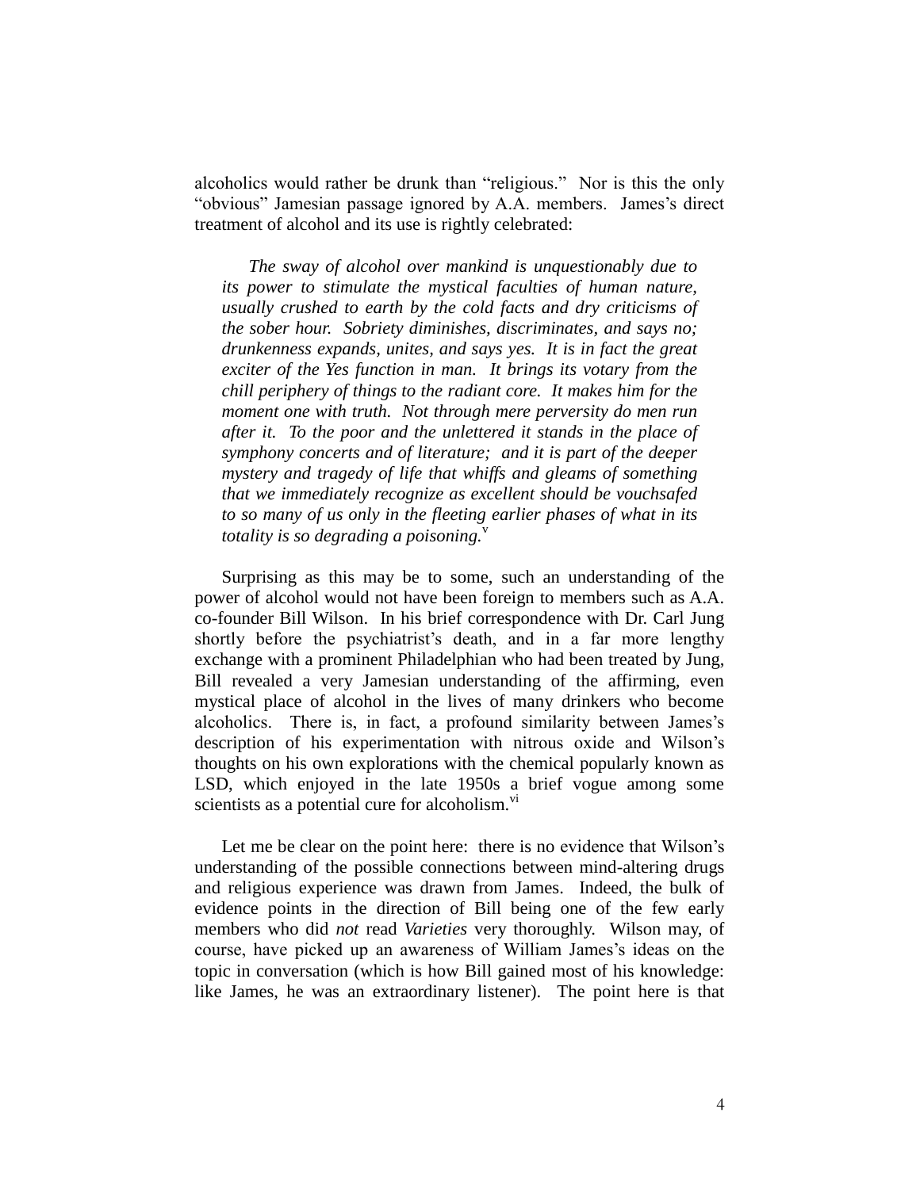alcoholics would rather be drunk than "religious." Nor is this the only "obvious" Jamesian passage ignored by A.A. members. James's direct treatment of alcohol and its use is rightly celebrated:

> *The sway of alcohol over mankind is unquestionably due to its power to stimulate the mystical faculties of human nature, usually crushed to earth by the cold facts and dry criticisms of the sober hour. Sobriety diminishes, discriminates, and says no; drunkenness expands, unites, and says yes. It is in fact the great exciter of the Yes function in man. It brings its votary from the chill periphery of things to the radiant core. It makes him for the moment one with truth. Not through mere perversity do men run after it. To the poor and the unlettered it stands in the place of symphony concerts and of literature; and it is part of the deeper mystery and tragedy of life that whiffs and gleams of something that we immediately recognize as excellent should be vouchsafed to so many of us only in the fleeting earlier phases of what in its totality is so degrading a poisoning.*[v]

Surprising as this may be to some, such an understanding of the power of alcohol would not have been foreign to members such as A.A. co-founder Bill Wilson. In his brief correspondence with Dr. Carl Jung shortly before the psychiatrist's death, and in a far more lengthy exchange with a prominent Philadelphian who had been treated by Jung, Bill revealed a very Jamesian understanding of the affirming, even mystical place of alcohol in the lives of many drinkers who become alcoholics. There is, in fact, a profound similarity between James's description of his experimentation with nitrous oxide and Wilson's thoughts on his own explorations with the chemical popularly known as LSD, which enjoyed in the late 1950s a brief vogue among some scientists as a potential cure for alcoholism.[vi]

Let me be clear on the point here: there is no evidence that Wilson's understanding of the possible connections between mind-altering drugs and religious experience was drawn from James. Indeed, the bulk of evidence points in the direction of Bill being one of the few early members who did *not* read *Varieties* very thoroughly. Wilson may, of course, have picked up an awareness of William James's ideas on the topic in conversation (which is how Bill gained most of his knowledge: like James, he was an extraordinary listener). The point here is that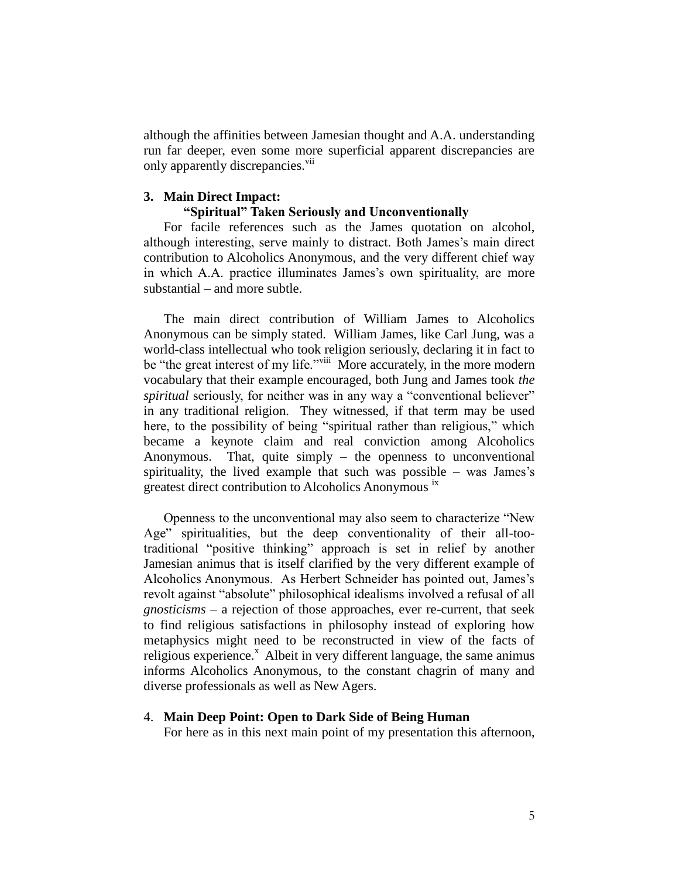although the affinities between Jamesian thought and A.A. understanding run far deeper, even some more superficial apparent discrepancies are only apparently discrepancies.[vii]

### 3. Main Direct Impact:
### "Spiritual" Taken Seriously and Unconventionally

For facile references such as the James quotation on alcohol, although interesting, serve mainly to distract. Both James's main direct contribution to Alcoholics Anonymous, and the very different chief way in which A.A. practice illuminates James's own spirituality, are more substantial – and more subtle.

The main direct contribution of William James to Alcoholics Anonymous can be simply stated. William James, like Carl Jung, was a world-class intellectual who took religion seriously, declaring it in fact to be "the great interest of my life."[viii] More accurately, in the more modern vocabulary that their example encouraged, both Jung and James took *the spiritual* seriously, for neither was in any way a "conventional believer" in any traditional religion. They witnessed, if that term may be used here, to the possibility of being "spiritual rather than religious," which became a keynote claim and real conviction among Alcoholics Anonymous. That, quite simply – the openness to unconventional spirituality, the lived example that such was possible – was James's greatest direct contribution to Alcoholics Anonymous [ix]

Openness to the unconventional may also seem to characterize "New Age" spiritualities, but the deep conventionality of their all-too-traditional "positive thinking" approach is set in relief by another Jamesian animus that is itself clarified by the very different example of Alcoholics Anonymous. As Herbert Schneider has pointed out, James's revolt against "absolute" philosophical idealisms involved a refusal of all *gnosticisms* – a rejection of those approaches, ever re-current, that seek to find religious satisfactions in philosophy instead of exploring how metaphysics might need to be reconstructed in view of the facts of religious experience.[x] Albeit in very different language, the same animus informs Alcoholics Anonymous, to the constant chagrin of many and diverse professionals as well as New Agers.

### 4. Main Deep Point: Open to Dark Side of Being Human

For here as in this next main point of my presentation this afternoon,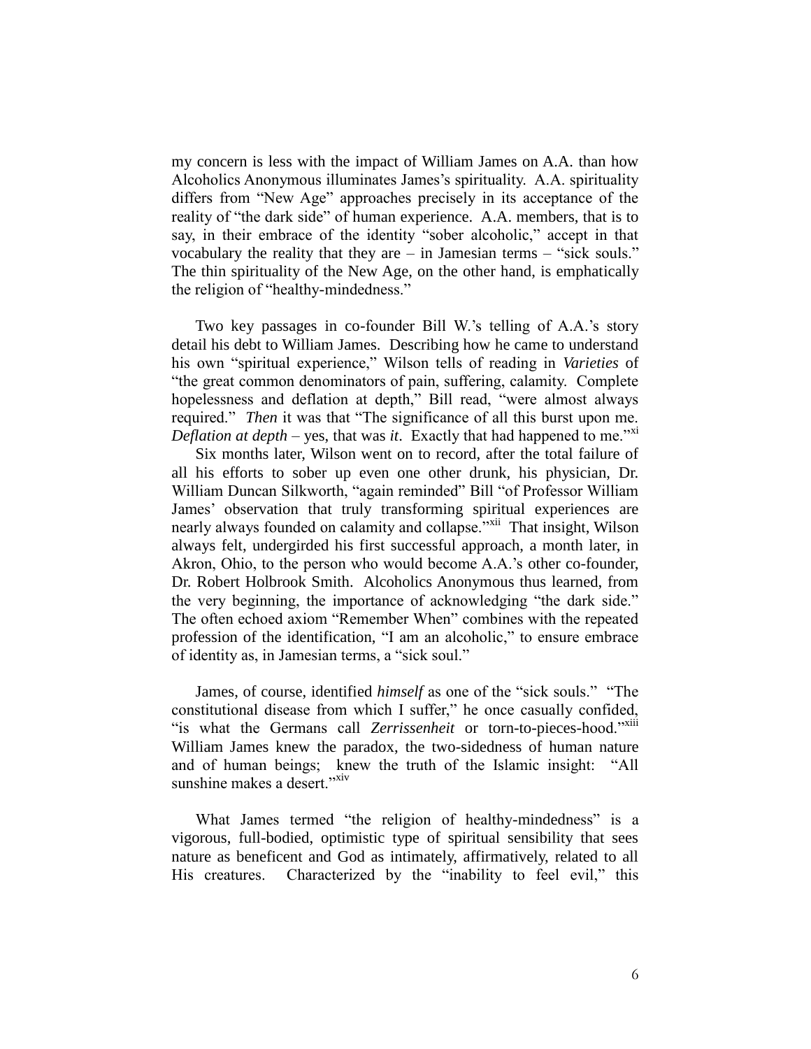my concern is less with the impact of William James on A.A. than how Alcoholics Anonymous illuminates James's spirituality. A.A. spirituality differs from "New Age" approaches precisely in its acceptance of the reality of "the dark side" of human experience. A.A. members, that is to say, in their embrace of the identity "sober alcoholic," accept in that vocabulary the reality that they are – in Jamesian terms – "sick souls." The thin spirituality of the New Age, on the other hand, is emphatically the religion of "healthy-mindedness."

Two key passages in co-founder Bill W.'s telling of A.A.'s story detail his debt to William James. Describing how he came to understand his own "spiritual experience," Wilson tells of reading in *Varieties* of "the great common denominators of pain, suffering, calamity. Complete hopelessness and deflation at depth," Bill read, "were almost always required." *Then* it was that "The significance of all this burst upon me. *Deflation at depth* – yes, that was *it*. Exactly that had happened to me."[xi]

Six months later, Wilson went on to record, after the total failure of all his efforts to sober up even one other drunk, his physician, Dr. William Duncan Silkworth, "again reminded" Bill "of Professor William James' observation that truly transforming spiritual experiences are nearly always founded on calamity and collapse."[xii] That insight, Wilson always felt, undergirded his first successful approach, a month later, in Akron, Ohio, to the person who would become A.A.'s other co-founder, Dr. Robert Holbrook Smith. Alcoholics Anonymous thus learned, from the very beginning, the importance of acknowledging "the dark side." The often echoed axiom "Remember When" combines with the repeated profession of the identification, "I am an alcoholic," to ensure embrace of identity as, in Jamesian terms, a "sick soul."

James, of course, identified *himself* as one of the "sick souls." "The constitutional disease from which I suffer," he once casually confided, "is what the Germans call *Zerrissenheit* or torn-to-pieces-hood."[xiii] William James knew the paradox, the two-sidedness of human nature and of human beings; knew the truth of the Islamic insight: "All sunshine makes a desert."[xiv]

What James termed "the religion of healthy-mindedness" is a vigorous, full-bodied, optimistic type of spiritual sensibility that sees nature as beneficent and God as intimately, affirmatively, related to all His creatures. Characterized by the "inability to feel evil," this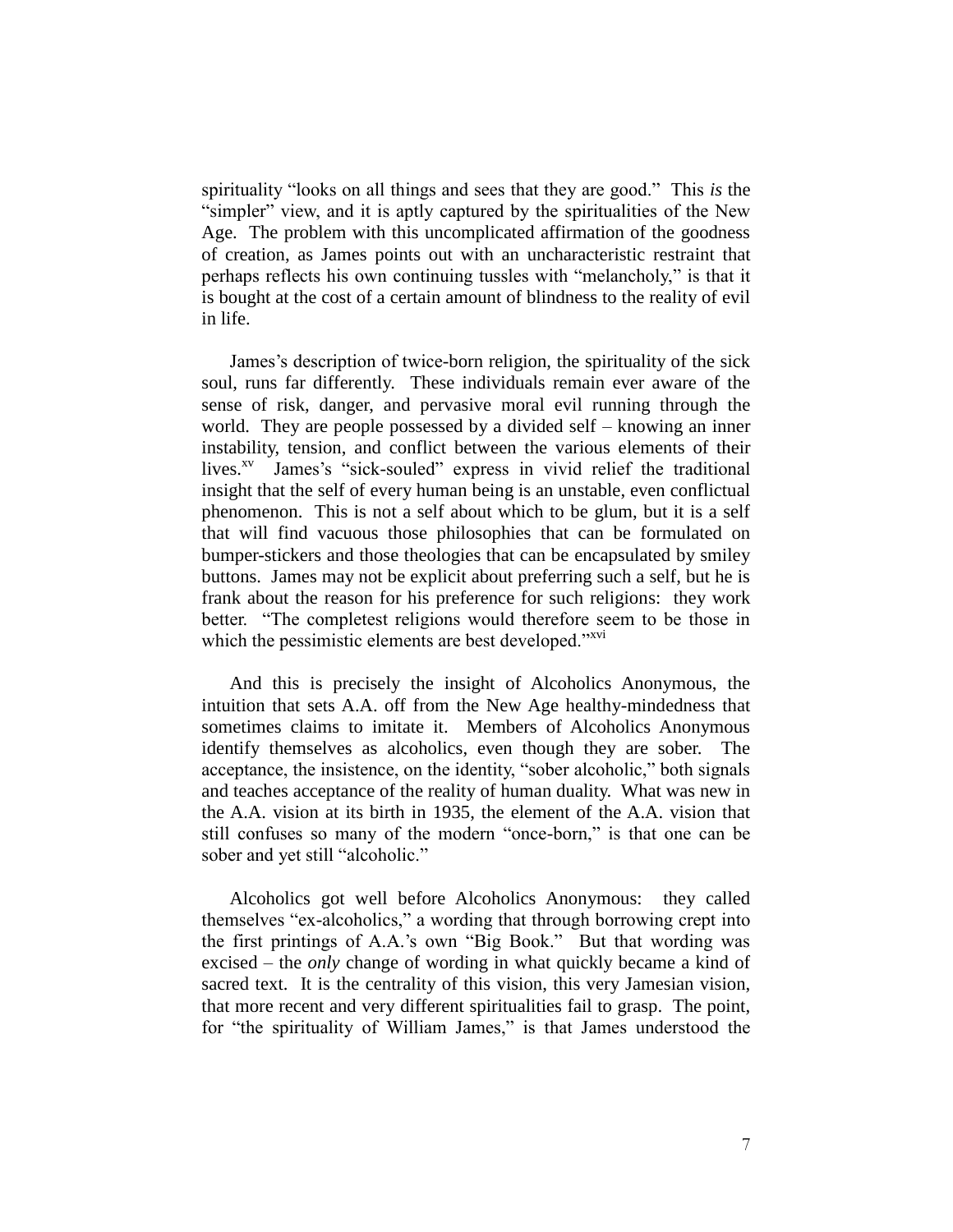spirituality "looks on all things and sees that they are good." This *is* the "simpler" view, and it is aptly captured by the spiritualities of the New Age. The problem with this uncomplicated affirmation of the goodness of creation, as James points out with an uncharacteristic restraint that perhaps reflects his own continuing tussles with "melancholy," is that it is bought at the cost of a certain amount of blindness to the reality of evil in life.

James's description of twice-born religion, the spirituality of the sick soul, runs far differently. These individuals remain ever aware of the sense of risk, danger, and pervasive moral evil running through the world. They are people possessed by a divided self – knowing an inner instability, tension, and conflict between the various elements of their lives.[xv] James's "sick-souled" express in vivid relief the traditional insight that the self of every human being is an unstable, even conflictual phenomenon. This is not a self about which to be glum, but it is a self that will find vacuous those philosophies that can be formulated on bumper-stickers and those theologies that can be encapsulated by smiley buttons. James may not be explicit about preferring such a self, but he is frank about the reason for his preference for such religions: they work better. "The completest religions would therefore seem to be those in which the pessimistic elements are best developed."[xvi]

And this is precisely the insight of Alcoholics Anonymous, the intuition that sets A.A. off from the New Age healthy-mindedness that sometimes claims to imitate it. Members of Alcoholics Anonymous identify themselves as alcoholics, even though they are sober. The acceptance, the insistence, on the identity, "sober alcoholic," both signals and teaches acceptance of the reality of human duality. What was new in the A.A. vision at its birth in 1935, the element of the A.A. vision that still confuses so many of the modern "once-born," is that one can be sober and yet still "alcoholic."

Alcoholics got well before Alcoholics Anonymous: they called themselves "ex-alcoholics," a wording that through borrowing crept into the first printings of A.A.'s own "Big Book." But that wording was excised – the *only* change of wording in what quickly became a kind of sacred text. It is the centrality of this vision, this very Jamesian vision, that more recent and very different spiritualities fail to grasp. The point, for "the spirituality of William James," is that James understood the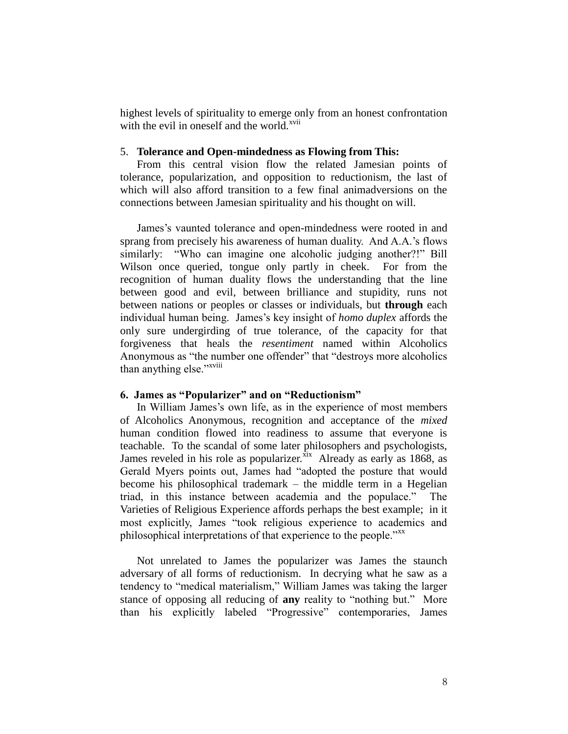highest levels of spirituality to emerge only from an honest confrontation with the evil in oneself and the world.[xvii]

5. **Tolerance and Open-mindedness as Flowing from This:**

From this central vision flow the related Jamesian points of tolerance, popularization, and opposition to reductionism, the last of which will also afford transition to a few final animadversions on the connections between Jamesian spirituality and his thought on will.

James's vaunted tolerance and open-mindedness were rooted in and sprang from precisely his awareness of human duality. And A.A.'s flows similarly: "Who can imagine one alcoholic judging another?!" Bill Wilson once queried, tongue only partly in cheek. For from the recognition of human duality flows the understanding that the line between good and evil, between brilliance and stupidity, runs not between nations or peoples or classes or individuals, but **through** each individual human being. James's key insight of *homo duplex* affords the only sure undergirding of true tolerance, of the capacity for that forgiveness that heals the *resentiment* named within Alcoholics Anonymous as "the number one offender" that "destroys more alcoholics than anything else."[xviii]

**6. James as "Popularizer" and on "Reductionism"**

In William James's own life, as in the experience of most members of Alcoholics Anonymous, recognition and acceptance of the *mixed* human condition flowed into readiness to assume that everyone is teachable. To the scandal of some later philosophers and psychologists, James reveled in his role as popularizer.[xix] Already as early as 1868, as Gerald Myers points out, James had "adopted the posture that would become his philosophical trademark – the middle term in a Hegelian triad, in this instance between academia and the populace." The Varieties of Religious Experience affords perhaps the best example; in it most explicitly, James "took religious experience to academics and philosophical interpretations of that experience to the people."[xx]

Not unrelated to James the popularizer was James the staunch adversary of all forms of reductionism. In decrying what he saw as a tendency to "medical materialism," William James was taking the larger stance of opposing all reducing of **any** reality to "nothing but." More than his explicitly labeled "Progressive" contemporaries, James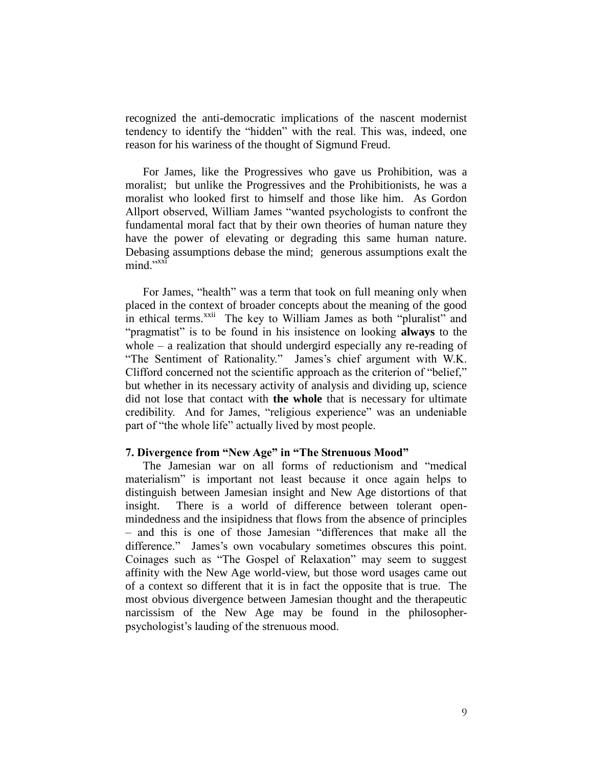recognized the anti-democratic implications of the nascent modernist tendency to identify the "hidden" with the real. This was, indeed, one reason for his wariness of the thought of Sigmund Freud.

For James, like the Progressives who gave us Prohibition, was a moralist; but unlike the Progressives and the Prohibitionists, he was a moralist who looked first to himself and those like him. As Gordon Allport observed, William James "wanted psychologists to confront the fundamental moral fact that by their own theories of human nature they have the power of elevating or degrading this same human nature. Debasing assumptions debase the mind; generous assumptions exalt the mind."[xxi]

For James, "health" was a term that took on full meaning only when placed in the context of broader concepts about the meaning of the good in ethical terms.[xxii] The key to William James as both "pluralist" and "pragmatist" is to be found in his insistence on looking **always** to the whole – a realization that should undergird especially any re-reading of "The Sentiment of Rationality." James's chief argument with W.K. Clifford concerned not the scientific approach as the criterion of "belief," but whether in its necessary activity of analysis and dividing up, science did not lose that contact with **the whole** that is necessary for ultimate credibility. And for James, "religious experience" was an undeniable part of "the whole life" actually lived by most people.

### 7. Divergence from "New Age" in "The Strenuous Mood"

The Jamesian war on all forms of reductionism and "medical materialism" is important not least because it once again helps to distinguish between Jamesian insight and New Age distortions of that insight. There is a world of difference between tolerant open-mindedness and the insipidness that flows from the absence of principles – and this is one of those Jamesian "differences that make all the difference." James's own vocabulary sometimes obscures this point. Coinages such as "The Gospel of Relaxation" may seem to suggest affinity with the New Age world-view, but those word usages came out of a context so different that it is in fact the opposite that is true. The most obvious divergence between Jamesian thought and the therapeutic narcissism of the New Age may be found in the philosopher-psychologist's lauding of the strenuous mood.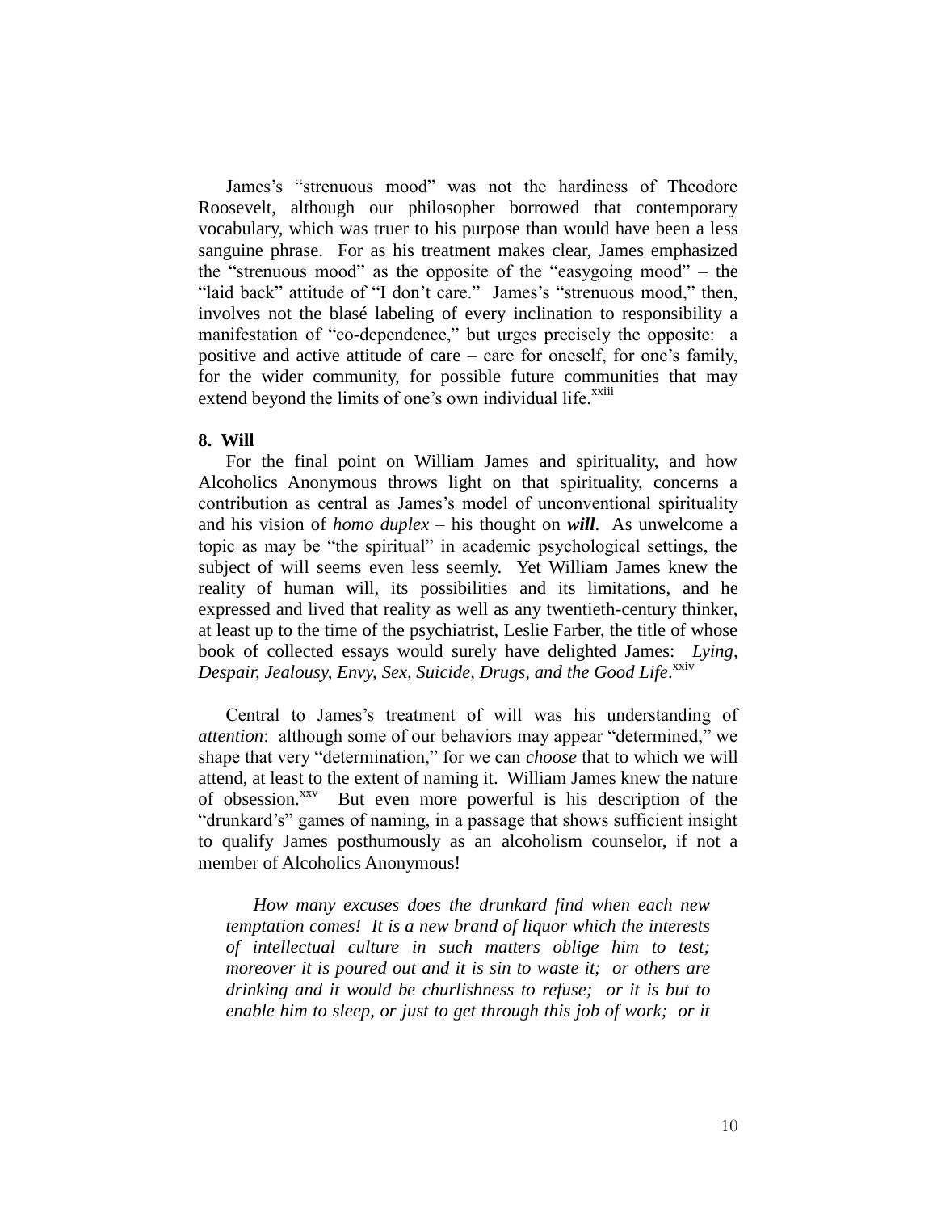James's "strenuous mood" was not the hardiness of Theodore Roosevelt, although our philosopher borrowed that contemporary vocabulary, which was truer to his purpose than would have been a less sanguine phrase. For as his treatment makes clear, James emphasized the "strenuous mood" as the opposite of the "easygoing mood" – the "laid back" attitude of "I don't care." James's "strenuous mood," then, involves not the blasé labeling of every inclination to responsibility a manifestation of "co-dependence," but urges precisely the opposite: a positive and active attitude of care – care for oneself, for one's family, for the wider community, for possible future communities that may extend beyond the limits of one's own individual life.[xxiii]

**8. Will**

For the final point on William James and spirituality, and how Alcoholics Anonymous throws light on that spirituality, concerns a contribution as central as James's model of unconventional spirituality and his vision of *homo duplex* – his thought on ***will***. As unwelcome a topic as may be "the spiritual" in academic psychological settings, the subject of will seems even less seemly. Yet William James knew the reality of human will, its possibilities and its limitations, and he expressed and lived that reality as well as any twentieth-century thinker, at least up to the time of the psychiatrist, Leslie Farber, the title of whose book of collected essays would surely have delighted James: *Lying, Despair, Jealousy, Envy, Sex, Suicide, Drugs, and the Good Life*.[xxiv]

Central to James's treatment of will was his understanding of *attention*: although some of our behaviors may appear "determined," we shape that very "determination," for we can *choose* that to which we will attend, at least to the extent of naming it. William James knew the nature of obsession.[xxv] But even more powerful is his description of the "drunkard's" games of naming, in a passage that shows sufficient insight to qualify James posthumously as an alcoholism counselor, if not a member of Alcoholics Anonymous!

> *How many excuses does the drunkard find when each new temptation comes! It is a new brand of liquor which the interests of intellectual culture in such matters oblige him to test; moreover it is poured out and it is sin to waste it; or others are drinking and it would be churlishness to refuse; or it is but to enable him to sleep, or just to get through this job of work; or it*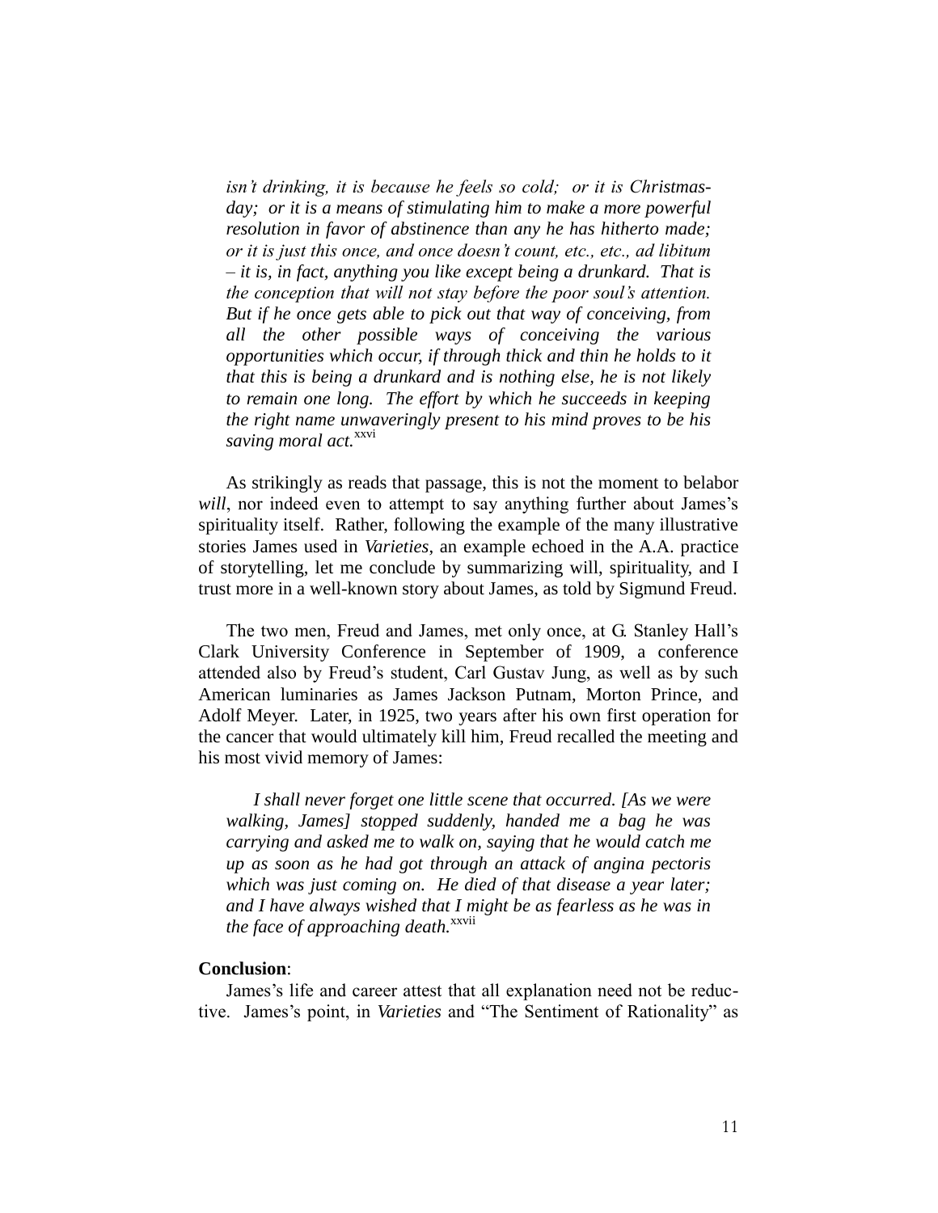*isn't drinking, it is because he feels so cold; or it is Christmas-day; or it is a means of stimulating him to make a more powerful resolution in favor of abstinence than any he has hitherto made; or it is just this once, and once doesn't count, etc., etc., ad libitum – it is, in fact, anything you like except being a drunkard. That is the conception that will not stay before the poor soul's attention. But if he once gets able to pick out that way of conceiving, from all the other possible ways of conceiving the various opportunities which occur, if through thick and thin he holds to it that this is being a drunkard and is nothing else, he is not likely to remain one long. The effort by which he succeeds in keeping the right name unwaveringly present to his mind proves to be his saving moral act.*[xxvi]

As strikingly as reads that passage, this is not the moment to belabor *will*, nor indeed even to attempt to say anything further about James's spirituality itself. Rather, following the example of the many illustrative stories James used in *Varieties*, an example echoed in the A.A. practice of storytelling, let me conclude by summarizing will, spirituality, and I trust more in a well-known story about James, as told by Sigmund Freud.

The two men, Freud and James, met only once, at G. Stanley Hall's Clark University Conference in September of 1909, a conference attended also by Freud's student, Carl Gustav Jung, as well as by such American luminaries as James Jackson Putnam, Morton Prince, and Adolf Meyer. Later, in 1925, two years after his own first operation for the cancer that would ultimately kill him, Freud recalled the meeting and his most vivid memory of James:

*I shall never forget one little scene that occurred. [As we were walking, James] stopped suddenly, handed me a bag he was carrying and asked me to walk on, saying that he would catch me up as soon as he had got through an attack of angina pectoris which was just coming on. He died of that disease a year later; and I have always wished that I might be as fearless as he was in the face of approaching death.*[xxvii]

**Conclusion**:

James's life and career attest that all explanation need not be reductive. James's point, in *Varieties* and "The Sentiment of Rationality" as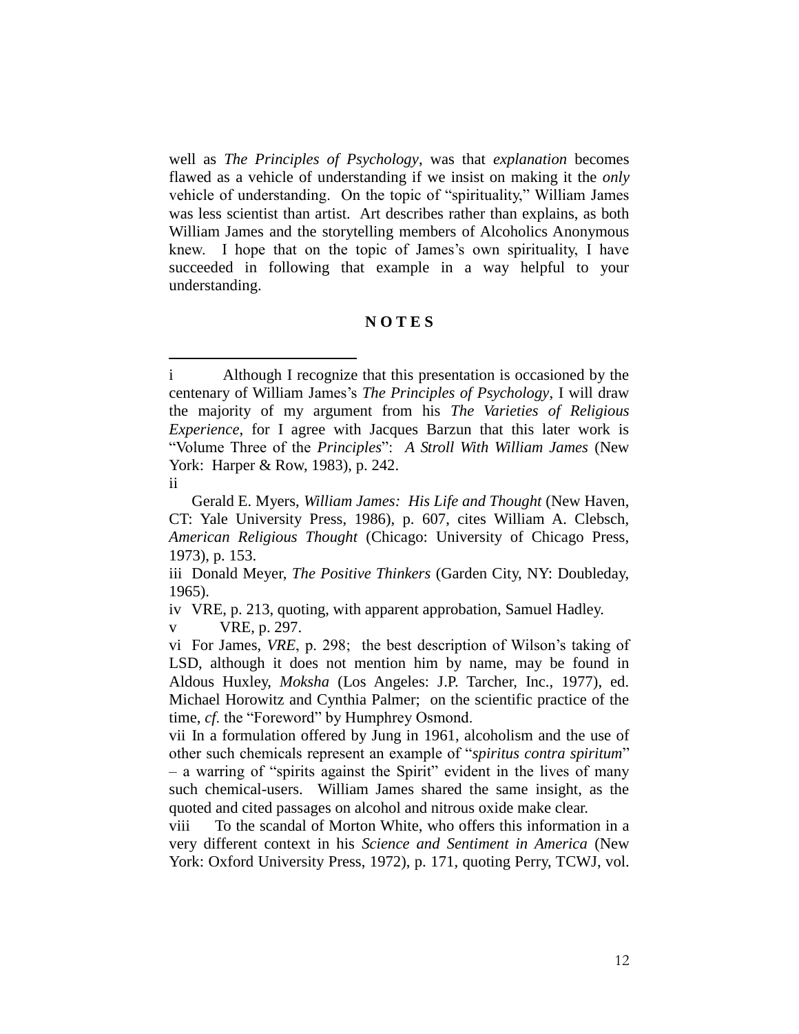well as *The Principles of Psychology*, was that *explanation* becomes flawed as a vehicle of understanding if we insist on making it the *only* vehicle of understanding. On the topic of "spirituality," William James was less scientist than artist. Art describes rather than explains, as both William James and the storytelling members of Alcoholics Anonymous knew. I hope that on the topic of James's own spirituality, I have succeeded in following that example in a way helpful to your understanding.

**N O T E S**

---

i Although I recognize that this presentation is occasioned by the centenary of William James's *The Principles of Psychology*, I will draw the majority of my argument from his *The Varieties of Religious Experience*, for I agree with Jacques Barzun that this later work is "Volume Three of the *Principles*": *A Stroll With William James* (New York: Harper & Row, 1983), p. 242.

ii Gerald E. Myers, *William James: His Life and Thought* (New Haven, CT: Yale University Press, 1986), p. 607, cites William A. Clebsch, *American Religious Thought* (Chicago: University of Chicago Press, 1973), p. 153.

iii Donald Meyer, *The Positive Thinkers* (Garden City, NY: Doubleday, 1965).

iv VRE, p. 213, quoting, with apparent approbation, Samuel Hadley.

v VRE, p. 297.

vi For James, *VRE*, p. 298; the best description of Wilson's taking of LSD, although it does not mention him by name, may be found in Aldous Huxley, *Moksha* (Los Angeles: J.P. Tarcher, Inc., 1977), ed. Michael Horowitz and Cynthia Palmer; on the scientific practice of the time, *cf*. the "Foreword" by Humphrey Osmond.

vii In a formulation offered by Jung in 1961, alcoholism and the use of other such chemicals represent an example of "*spiritus contra spiritum*" – a warring of "spirits against the Spirit" evident in the lives of many such chemical-users. William James shared the same insight, as the quoted and cited passages on alcohol and nitrous oxide make clear.

viii To the scandal of Morton White, who offers this information in a very different context in his *Science and Sentiment in America* (New York: Oxford University Press, 1972), p. 171, quoting Perry, TCWJ, vol.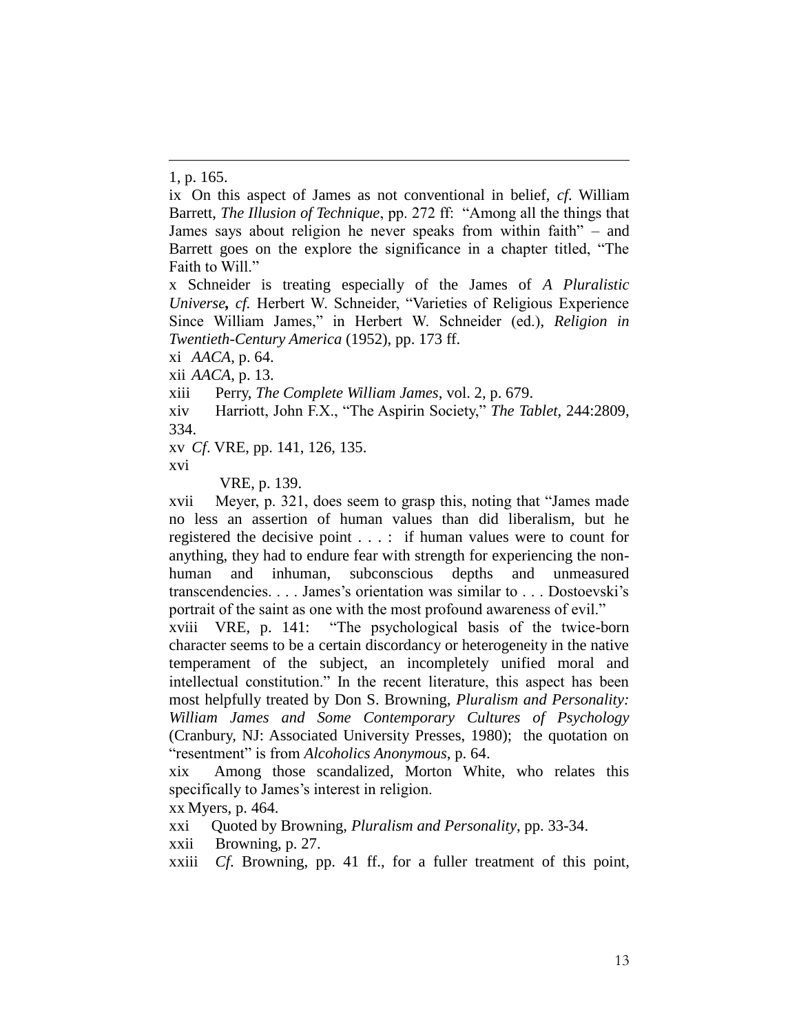1, p. 165.

ix On this aspect of James as not conventional in belief, *cf*. William Barrett, *The Illusion of Technique*, pp. 272 ff: "Among all the things that James says about religion he never speaks from within faith" – and Barrett goes on the explore the significance in a chapter titled, "The Faith to Will."

x Schneider is treating especially of the James of *A Pluralistic Universe, cf.* Herbert W. Schneider, "Varieties of Religious Experience Since William James," in Herbert W. Schneider (ed.), *Religion in Twentieth-Century America* (1952), pp. 173 ff.

xi *AACA*, p. 64.

xii *AACA*, p. 13.

xiii Perry, *The Complete William James*, vol. 2, p. 679.

xiv Harriott, John F.X., "The Aspirin Society," *The Tablet*, 244:2809, 334.

xv *Cf*. VRE, pp. 141, 126, 135.

xvi VRE, p. 139.

xvii Meyer, p. 321, does seem to grasp this, noting that "James made no less an assertion of human values than did liberalism, but he registered the decisive point . . . : if human values were to count for anything, they had to endure fear with strength for experiencing the non-human and inhuman, subconscious depths and unmeasured transcendencies. . . . James's orientation was similar to . . . Dostoevski's portrait of the saint as one with the most profound awareness of evil."

xviii VRE, p. 141: "The psychological basis of the twice-born character seems to be a certain discordancy or heterogeneity in the native temperament of the subject, an incompletely unified moral and intellectual constitution." In the recent literature, this aspect has been most helpfully treated by Don S. Browning, *Pluralism and Personality: William James and Some Contemporary Cultures of Psychology* (Cranbury, NJ: Associated University Presses, 1980); the quotation on "resentment" is from *Alcoholics Anonymous*, p. 64.

xix Among those scandalized, Morton White, who relates this specifically to James's interest in religion.

xx Myers, p. 464.

xxi Quoted by Browning, *Pluralism and Personality*, pp. 33-34.

xxii Browning, p. 27.

xxiii *Cf*. Browning, pp. 41 ff., for a fuller treatment of this point,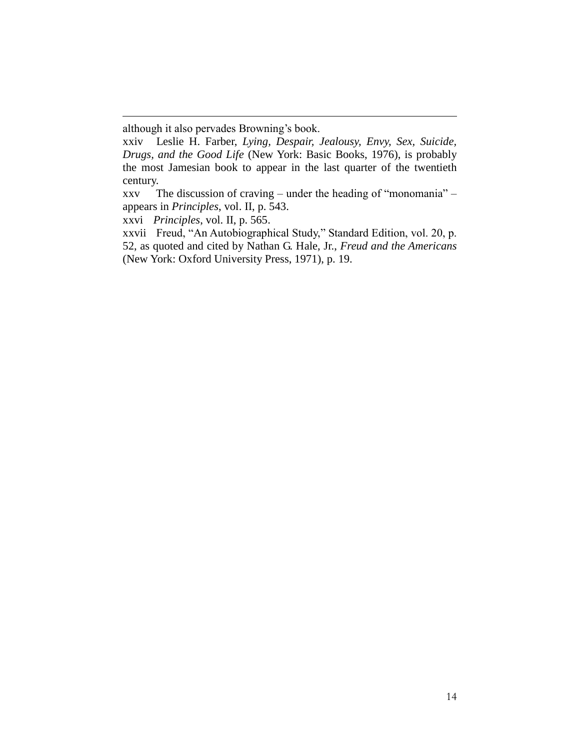although it also pervades Browning's book.

xxiv Leslie H. Farber, *Lying, Despair, Jealousy, Envy, Sex, Suicide, Drugs, and the Good Life* (New York: Basic Books, 1976), is probably the most Jamesian book to appear in the last quarter of the twentieth century.

xxv The discussion of craving – under the heading of "monomania" – appears in *Principles*, vol. II, p. 543.

xxvi *Principles*, vol. II, p. 565.

xxvii Freud, "An Autobiographical Study," Standard Edition, vol. 20, p. 52, as quoted and cited by Nathan G. Hale, Jr., *Freud and the Americans* (New York: Oxford University Press, 1971), p. 19.